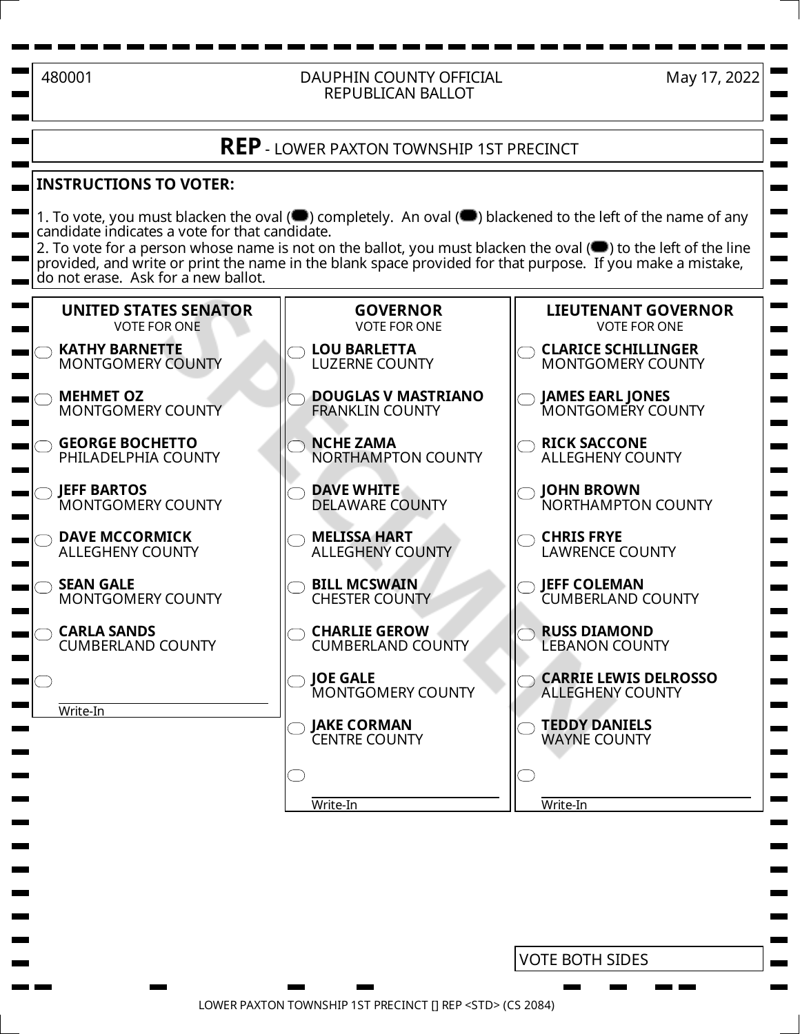480001

DAUPHIN COUNTY OFFICIAL
REPUBLICAN BALLOT

May 17, 2022

# REP - LOWER PAXTON TOWNSHIP 1ST PRECINCT

**INSTRUCTIONS TO VOTER:**

1. To vote, you must blacken the oval (⬬) completely. An oval (⬬) blackened to the left of the name of any candidate indicates a vote for that candidate.
2. To vote for a person whose name is not on the ballot, you must blacken the oval (⬬) to the left of the line provided, and write or print the name in the blank space provided for that purpose. If you make a mistake, do not erase. Ask for a new ballot.

## UNITED STATES SENATOR
VOTE FOR ONE

- ⬭ **KATHY BARNETTE** MONTGOMERY COUNTY
- ⬭ **MEHMET OZ** MONTGOMERY COUNTY
- ⬭ **GEORGE BOCHETTO** PHILADELPHIA COUNTY
- ⬭ **JEFF BARTOS** MONTGOMERY COUNTY
- ⬭ **DAVE MCCORMICK** ALLEGHENY COUNTY
- ⬭ **SEAN GALE** MONTGOMERY COUNTY
- ⬭ **CARLA SANDS** CUMBERLAND COUNTY
- ⬭ ____________ Write-In

## GOVERNOR
VOTE FOR ONE

- ⬭ **LOU BARLETTA** LUZERNE COUNTY
- ⬭ **DOUGLAS V MASTRIANO** FRANKLIN COUNTY
- ⬭ **NCHE ZAMA** NORTHAMPTON COUNTY
- ⬭ **DAVE WHITE** DELAWARE COUNTY
- ⬭ **MELISSA HART** ALLEGHENY COUNTY
- ⬭ **BILL MCSWAIN** CHESTER COUNTY
- ⬭ **CHARLIE GEROW** CUMBERLAND COUNTY
- ⬭ **JOE GALE** MONTGOMERY COUNTY
- ⬭ **JAKE CORMAN** CENTRE COUNTY
- ⬭ ____________ Write-In

## LIEUTENANT GOVERNOR
VOTE FOR ONE

- ⬭ **CLARICE SCHILLINGER** MONTGOMERY COUNTY
- ⬭ **JAMES EARL JONES** MONTGOMERY COUNTY
- ⬭ **RICK SACCONE** ALLEGHENY COUNTY
- ⬭ **JOHN BROWN** NORTHAMPTON COUNTY
- ⬭ **CHRIS FRYE** LAWRENCE COUNTY
- ⬭ **JEFF COLEMAN** CUMBERLAND COUNTY
- ⬭ **RUSS DIAMOND** LEBANON COUNTY
- ⬭ **CARRIE LEWIS DELROSSO** ALLEGHENY COUNTY
- ⬭ **TEDDY DANIELS** WAYNE COUNTY
- ⬭ ____________ Write-In

VOTE BOTH SIDES

LOWER PAXTON TOWNSHIP 1ST PRECINCT [] REP <STD> (CS 2084)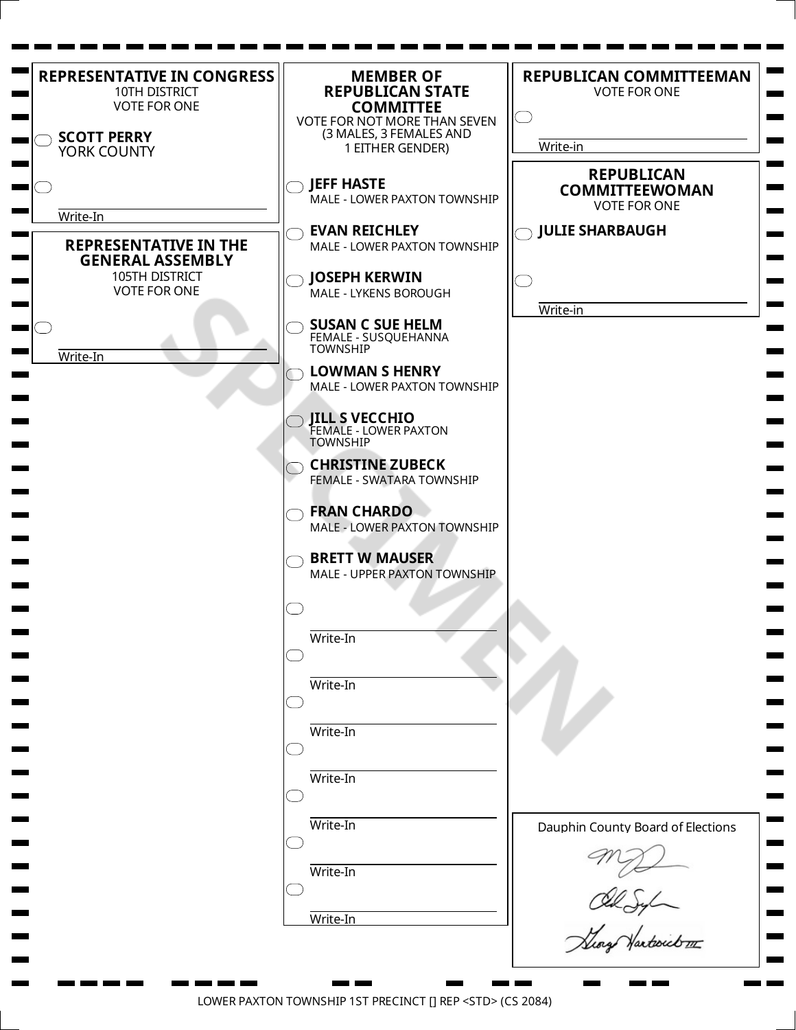## REPRESENTATIVE IN CONGRESS

10TH DISTRICT
VOTE FOR ONE

- ⬭ **SCOTT PERRY**
  YORK COUNTY
- ⬭ ____________ Write-In

## REPRESENTATIVE IN THE GENERAL ASSEMBLY

105TH DISTRICT
VOTE FOR ONE

- ⬭ ____________ Write-In

## MEMBER OF REPUBLICAN STATE COMMITTEE

VOTE FOR NOT MORE THAN SEVEN
(3 MALES, 3 FEMALES AND
1 EITHER GENDER)

- ⬭ **JEFF HASTE**
  MALE - LOWER PAXTON TOWNSHIP
- ⬭ **EVAN REICHLEY**
  MALE - LOWER PAXTON TOWNSHIP
- ⬭ **JOSEPH KERWIN**
  MALE - LYKENS BOROUGH
- ⬭ **SUSAN C SUE HELM**
  FEMALE - SUSQUEHANNA TOWNSHIP
- ⬭ **LOWMAN S HENRY**
  MALE - LOWER PAXTON TOWNSHIP
- ⬭ **JILL S VECCHIO**
  FEMALE - LOWER PAXTON TOWNSHIP
- ⬭ **CHRISTINE ZUBECK**
  FEMALE - SWATARA TOWNSHIP
- ⬭ **FRAN CHARDO**
  MALE - LOWER PAXTON TOWNSHIP
- ⬭ **BRETT W MAUSER**
  MALE - UPPER PAXTON TOWNSHIP
- ⬭ ____________ Write-In
- ⬭ ____________ Write-In
- ⬭ ____________ Write-In
- ⬭ ____________ Write-In
- ⬭ ____________ Write-In
- ⬭ ____________ Write-In
- ⬭ ____________ Write-In

## REPUBLICAN COMMITTEEMAN

VOTE FOR ONE

- ⬭ ____________ Write-in

## REPUBLICAN COMMITTEEWOMAN

VOTE FOR ONE

- ⬭ **JULIE SHARBAUGH**
- ⬭ ____________ Write-in

SPECIMEN

Dauphin County Board of Elections

LOWER PAXTON TOWNSHIP 1ST PRECINCT [] REP <STD> (CS 2084)